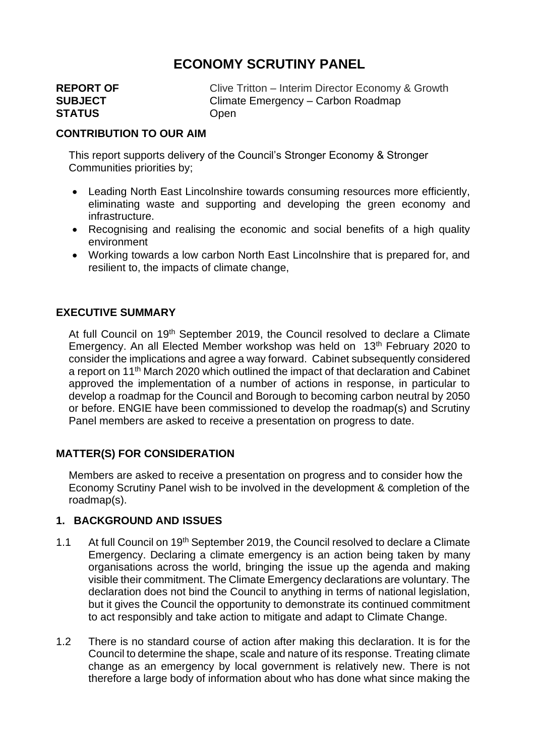# ECONOMY SCRUTINY PANEL

**REPORT OF** Clive Tritton – Interim Director Economy & Growth
**SUBJECT** Climate Emergency – Carbon Roadmap
**STATUS** Open

## CONTRIBUTION TO OUR AIM

This report supports delivery of the Council's Stronger Economy & Stronger Communities priorities by;

- Leading North East Lincolnshire towards consuming resources more efficiently, eliminating waste and supporting and developing the green economy and infrastructure.
- Recognising and realising the economic and social benefits of a high quality environment
- Working towards a low carbon North East Lincolnshire that is prepared for, and resilient to, the impacts of climate change,

## EXECUTIVE SUMMARY

At full Council on 19th September 2019, the Council resolved to declare a Climate Emergency. An all Elected Member workshop was held on 13th February 2020 to consider the implications and agree a way forward. Cabinet subsequently considered a report on 11th March 2020 which outlined the impact of that declaration and Cabinet approved the implementation of a number of actions in response, in particular to develop a roadmap for the Council and Borough to becoming carbon neutral by 2050 or before. ENGIE have been commissioned to develop the roadmap(s) and Scrutiny Panel members are asked to receive a presentation on progress to date.

## MATTER(S) FOR CONSIDERATION

Members are asked to receive a presentation on progress and to consider how the Economy Scrutiny Panel wish to be involved in the development & completion of the roadmap(s).

## 1. BACKGROUND AND ISSUES

1.1 At full Council on 19th September 2019, the Council resolved to declare a Climate Emergency. Declaring a climate emergency is an action being taken by many organisations across the world, bringing the issue up the agenda and making visible their commitment. The Climate Emergency declarations are voluntary. The declaration does not bind the Council to anything in terms of national legislation, but it gives the Council the opportunity to demonstrate its continued commitment to act responsibly and take action to mitigate and adapt to Climate Change.

1.2 There is no standard course of action after making this declaration. It is for the Council to determine the shape, scale and nature of its response. Treating climate change as an emergency by local government is relatively new. There is not therefore a large body of information about who has done what since making the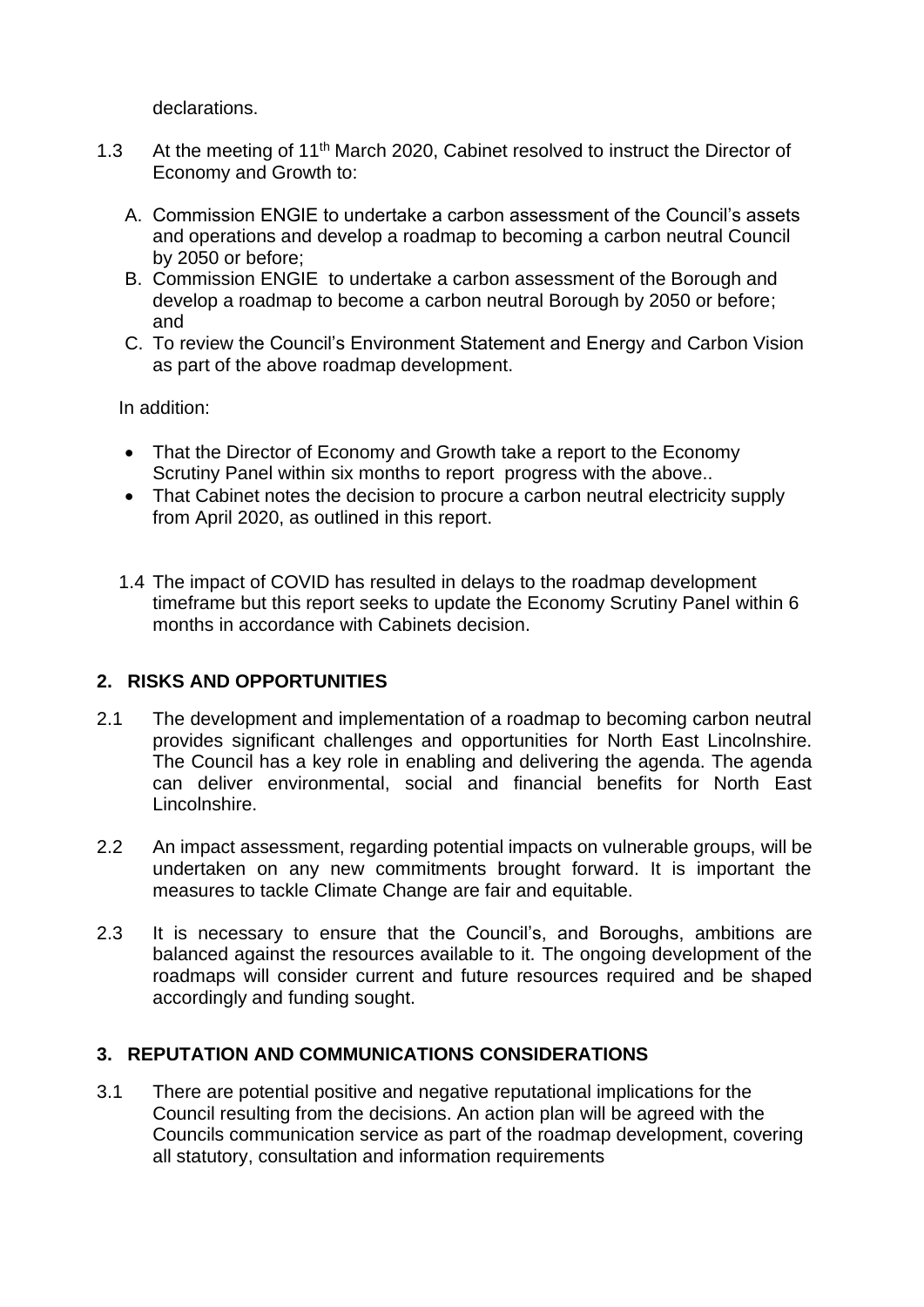declarations.

1.3 At the meeting of 11th March 2020, Cabinet resolved to instruct the Director of Economy and Growth to:

A. Commission ENGIE to undertake a carbon assessment of the Council's assets and operations and develop a roadmap to becoming a carbon neutral Council by 2050 or before;
B. Commission ENGIE to undertake a carbon assessment of the Borough and develop a roadmap to become a carbon neutral Borough by 2050 or before; and
C. To review the Council's Environment Statement and Energy and Carbon Vision as part of the above roadmap development.

In addition:

- That the Director of Economy and Growth take a report to the Economy Scrutiny Panel within six months to report progress with the above..
- That Cabinet notes the decision to procure a carbon neutral electricity supply from April 2020, as outlined in this report.

1.4 The impact of COVID has resulted in delays to the roadmap development timeframe but this report seeks to update the Economy Scrutiny Panel within 6 months in accordance with Cabinets decision.

## 2. RISKS AND OPPORTUNITIES

2.1 The development and implementation of a roadmap to becoming carbon neutral provides significant challenges and opportunities for North East Lincolnshire. The Council has a key role in enabling and delivering the agenda. The agenda can deliver environmental, social and financial benefits for North East Lincolnshire.

2.2 An impact assessment, regarding potential impacts on vulnerable groups, will be undertaken on any new commitments brought forward. It is important the measures to tackle Climate Change are fair and equitable.

2.3 It is necessary to ensure that the Council's, and Boroughs, ambitions are balanced against the resources available to it. The ongoing development of the roadmaps will consider current and future resources required and be shaped accordingly and funding sought.

## 3. REPUTATION AND COMMUNICATIONS CONSIDERATIONS

3.1 There are potential positive and negative reputational implications for the Council resulting from the decisions. An action plan will be agreed with the Councils communication service as part of the roadmap development, covering all statutory, consultation and information requirements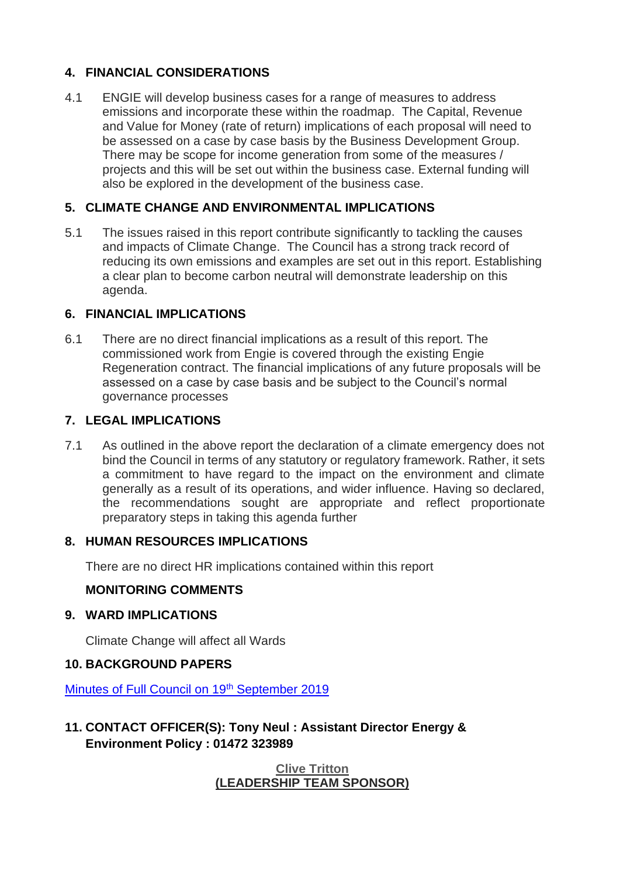## 4. FINANCIAL CONSIDERATIONS

4.1 ENGIE will develop business cases for a range of measures to address emissions and incorporate these within the roadmap. The Capital, Revenue and Value for Money (rate of return) implications of each proposal will need to be assessed on a case by case basis by the Business Development Group. There may be scope for income generation from some of the measures / projects and this will be set out within the business case. External funding will also be explored in the development of the business case.

## 5. CLIMATE CHANGE AND ENVIRONMENTAL IMPLICATIONS

5.1 The issues raised in this report contribute significantly to tackling the causes and impacts of Climate Change. The Council has a strong track record of reducing its own emissions and examples are set out in this report. Establishing a clear plan to become carbon neutral will demonstrate leadership on this agenda.

## 6. FINANCIAL IMPLICATIONS

6.1 There are no direct financial implications as a result of this report. The commissioned work from Engie is covered through the existing Engie Regeneration contract. The financial implications of any future proposals will be assessed on a case by case basis and be subject to the Council's normal governance processes

## 7. LEGAL IMPLICATIONS

7.1 As outlined in the above report the declaration of a climate emergency does not bind the Council in terms of any statutory or regulatory framework. Rather, it sets a commitment to have regard to the impact on the environment and climate generally as a result of its operations, and wider influence. Having so declared, the recommendations sought are appropriate and reflect proportionate preparatory steps in taking this agenda further

## 8. HUMAN RESOURCES IMPLICATIONS

There are no direct HR implications contained within this report

**MONITORING COMMENTS**

## 9. WARD IMPLICATIONS

Climate Change will affect all Wards

## 10. BACKGROUND PAPERS

Minutes of Full Council on 19th September 2019

## 11. CONTACT OFFICER(S): Tony Neul : Assistant Director Energy & Environment Policy : 01472 323989

**Clive Tritton**
**(LEADERSHIP TEAM SPONSOR)**